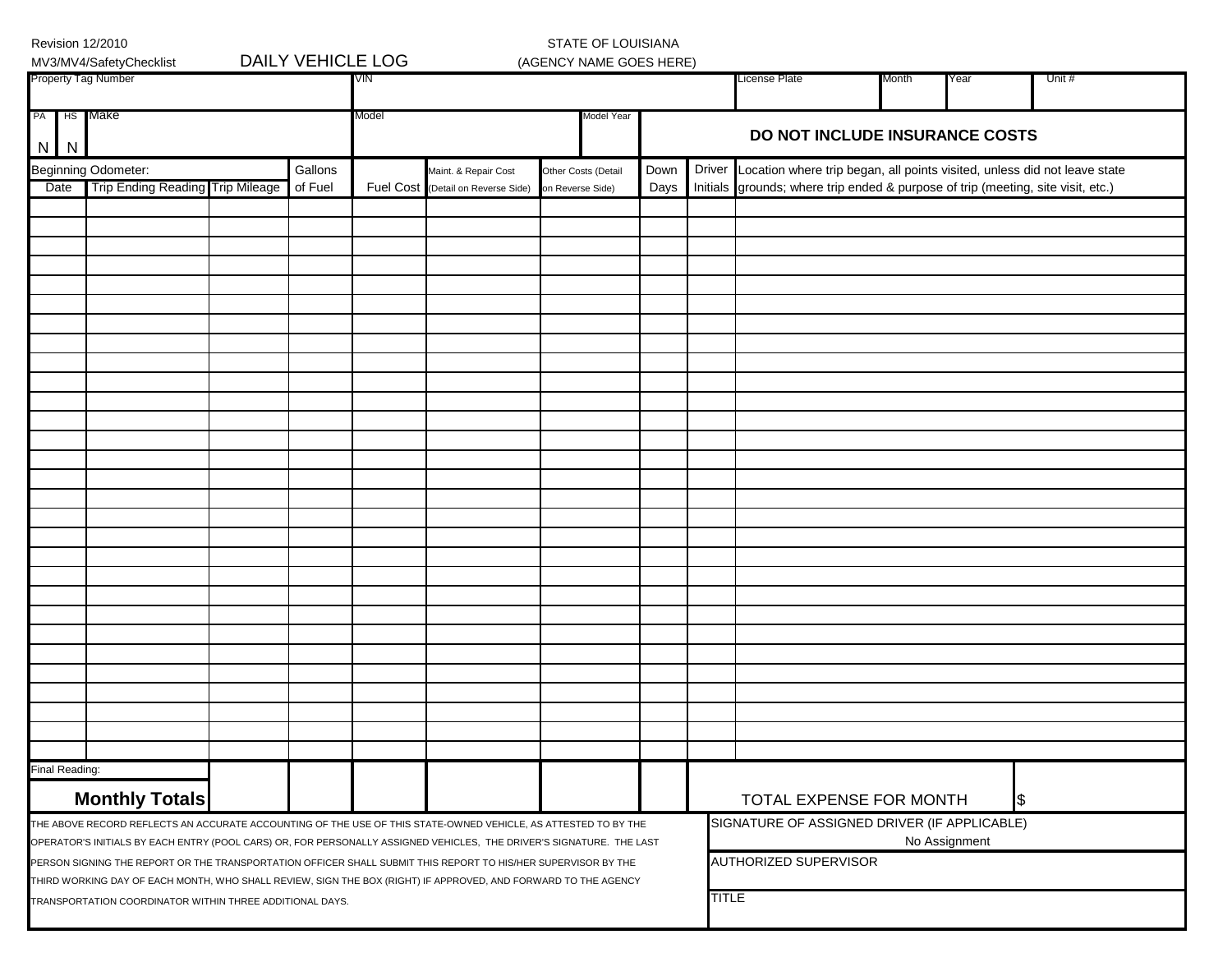Revision 12/2010

MV3/MV4/SafetyChecklist

# DAILY VEHICLE LOG

STATE OF LOUISIANA

(AGENCY NAME GOES HERE)

| Property Tag Number | VIN | License Plate | Month | Year | Unit # |
|---|---|---|---|---|---|
| | | | | | |

| PA | HS | Make | Model | Model Year | |
|---|---|---|---|---|---|
| N | N | | | | **DO NOT INCLUDE INSURANCE COSTS** |

| Date | Beginning Odometer: Trip Ending Reading | Trip Mileage | Gallons of Fuel | Fuel Cost | Maint. & Repair Cost (Detail on Reverse Side) | Other Costs (Detail on Reverse Side) | Down Days | Driver Initials | Location where trip began, all points visited, unless did not leave state grounds; where trip ended & purpose of trip (meeting, site visit, etc.) |
|---|---|---|---|---|---|---|---|---|---|
| | | | | | | | | | |
| | | | | | | | | | |
| | | | | | | | | | |
| | | | | | | | | | |
| | | | | | | | | | |
| | | | | | | | | | |
| | | | | | | | | | |
| | | | | | | | | | |
| | | | | | | | | | |
| | | | | | | | | | |
| | | | | | | | | | |
| | | | | | | | | | |
| | | | | | | | | | |
| | | | | | | | | | |
| | | | | | | | | | |
| | | | | | | | | | |
| | | | | | | | | | |
| | | | | | | | | | |
| | | | | | | | | | |
| | | | | | | | | | |
| | | | | | | | | | |
| | | | | | | | | | |
| | | | | | | | | | |
| | | | | | | | | | |
| | | | | | | | | | |
| | | | | | | | | | |
| | | | | | | | | | |
| | | | | | | | | | |
| | | | | | | | | | |
| Final Reading: **Monthly Totals** | | | | | | | | | TOTAL EXPENSE FOR MONTH $ |

THE ABOVE RECORD REFLECTS AN ACCURATE ACCOUNTING OF THE USE OF THIS STATE-OWNED VEHICLE, AS ATTESTED TO BY THE OPERATOR'S INITIALS BY EACH ENTRY (POOL CARS) OR, FOR PERSONALLY ASSIGNED VEHICLES, THE DRIVER'S SIGNATURE. THE LAST PERSON SIGNING THE REPORT OR THE TRANSPORTATION OFFICER SHALL SUBMIT THIS REPORT TO HIS/HER SUPERVISOR BY THE THIRD WORKING DAY OF EACH MONTH, WHO SHALL REVIEW, SIGN THE BOX (RIGHT) IF APPROVED, AND FORWARD TO THE AGENCY TRANSPORTATION COORDINATOR WITHIN THREE ADDITIONAL DAYS.

SIGNATURE OF ASSIGNED DRIVER (IF APPLICABLE)

No Assignment

AUTHORIZED SUPERVISOR

TITLE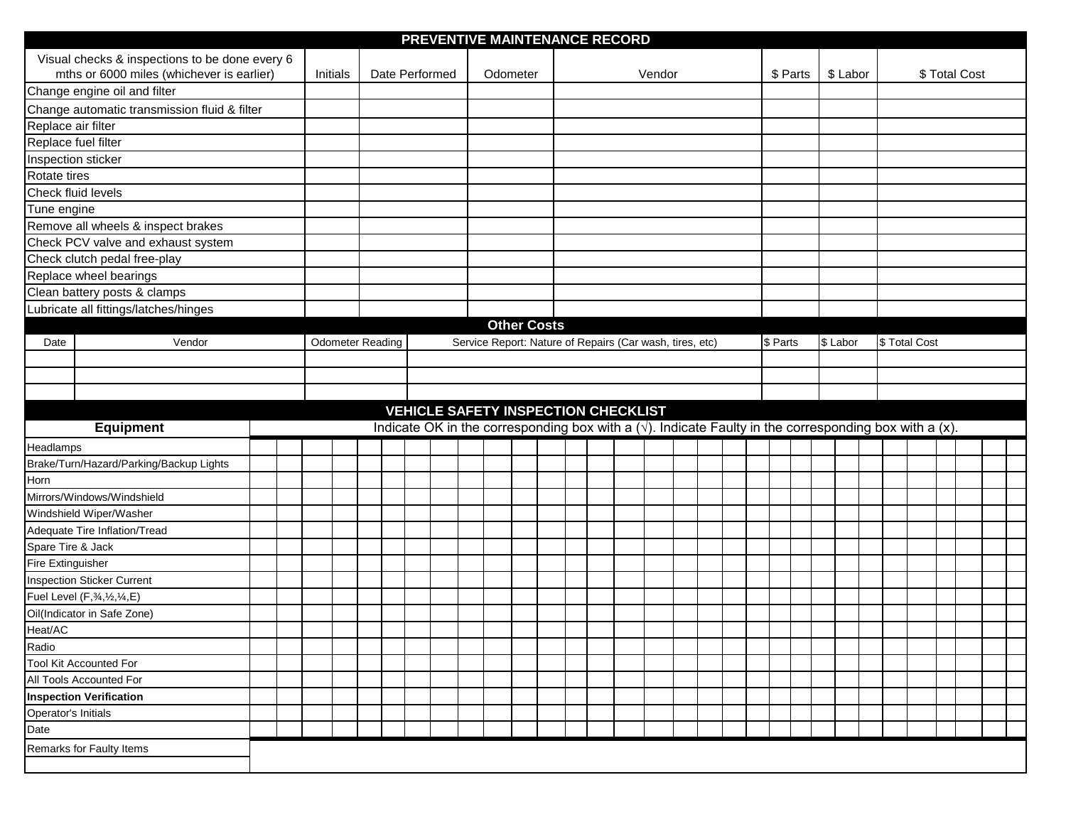## PREVENTIVE MAINTENANCE RECORD

| Visual checks & inspections to be done every 6 mths or 6000 miles (whichever is earlier) | Initials | Date Performed | Odometer | Vendor | $ Parts | $ Labor | $ Total Cost |
|---|---|---|---|---|---|---|---|
| Change engine oil and filter | | | | | | | |
| Change automatic transmission fluid & filter | | | | | | | |
| Replace air filter | | | | | | | |
| Replace fuel filter | | | | | | | |
| Inspection sticker | | | | | | | |
| Rotate tires | | | | | | | |
| Check fluid levels | | | | | | | |
| Tune engine | | | | | | | |
| Remove all wheels & inspect brakes | | | | | | | |
| Check PCV valve and exhaust system | | | | | | | |
| Check clutch pedal free-play | | | | | | | |
| Replace wheel bearings | | | | | | | |
| Clean battery posts & clamps | | | | | | | |
| Lubricate all fittings/latches/hinges | | | | | | | |

## Other Costs

| Date | Vendor | Odometer Reading | Service Report: Nature of Repairs (Car wash, tires, etc) | $ Parts | $ Labor | $ Total Cost |
|---|---|---|---|---|---|---|
| | | | | | | |
| | | | | | | |
| | | | | | | |

## VEHICLE SAFETY INSPECTION CHECKLIST

| Equipment | Indicate OK in the corresponding box with a (√). Indicate Faulty in the corresponding box with a (x). |
|---|---|
| Headlamps | |
| Brake/Turn/Hazard/Parking/Backup Lights | |
| Horn | |
| Mirrors/Windows/Windshield | |
| Windshield Wiper/Washer | |
| Adequate Tire Inflation/Tread | |
| Spare Tire & Jack | |
| Fire Extinguisher | |
| Inspection Sticker Current | |
| Fuel Level (F,¾,½,¼,E) | |
| Oil(Indicator in Safe Zone) | |
| Heat/AC | |
| Radio | |
| Tool Kit Accounted For | |
| All Tools Accounted For | |
| **Inspection Verification** | |
| Operator's Initials | |
| Date | |
| Remarks for Faulty Items | |